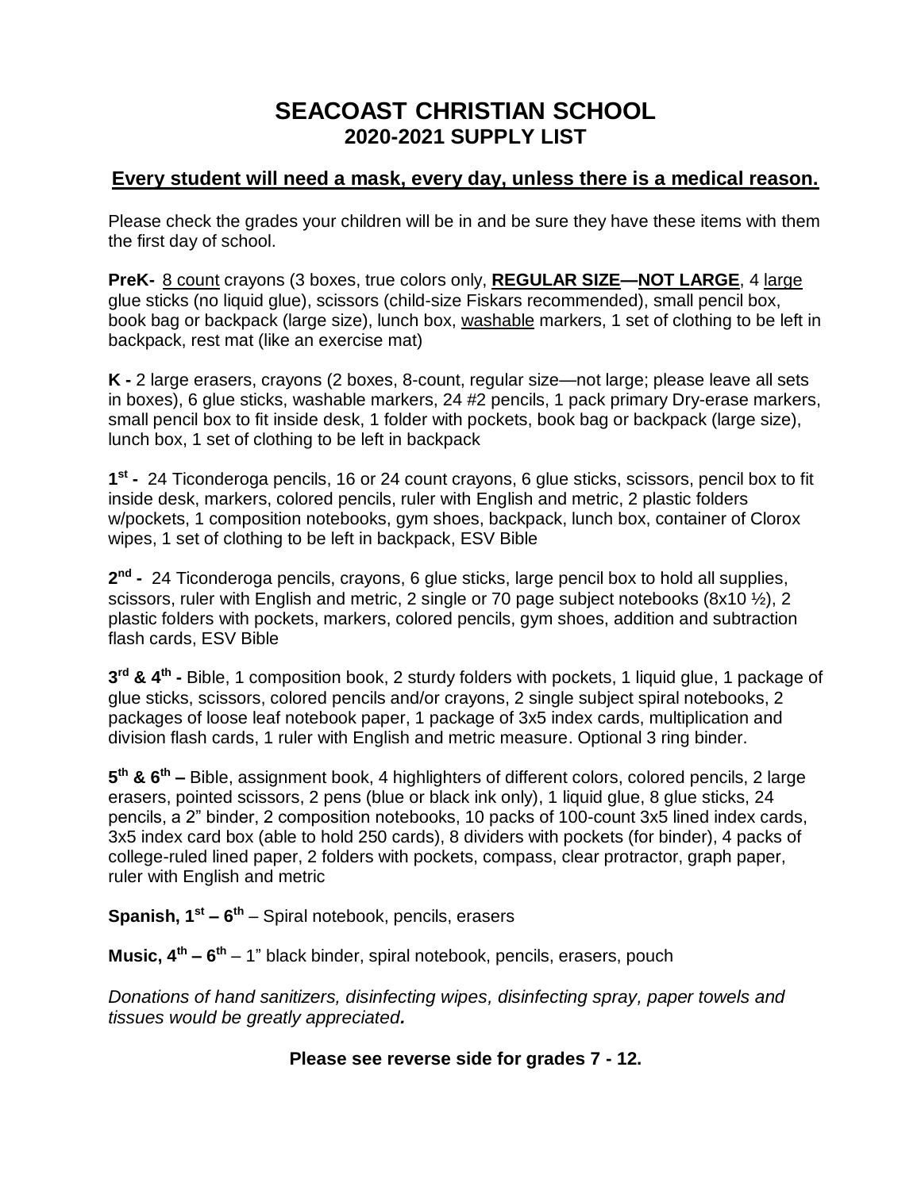# SEACOAST CHRISTIAN SCHOOL
## 2020-2021 SUPPLY LIST

**Every student will need a mask, every day, unless there is a medical reason.**

Please check the grades your children will be in and be sure they have these items with them the first day of school.

**PreK-** 8 count crayons (3 boxes, true colors only, **REGULAR SIZE—NOT LARGE**, 4 large glue sticks (no liquid glue), scissors (child-size Fiskars recommended), small pencil box, book bag or backpack (large size), lunch box, washable markers, 1 set of clothing to be left in backpack, rest mat (like an exercise mat)

**K -** 2 large erasers, crayons (2 boxes, 8-count, regular size—not large; please leave all sets in boxes), 6 glue sticks, washable markers, 24 #2 pencils, 1 pack primary Dry-erase markers, small pencil box to fit inside desk, 1 folder with pockets, book bag or backpack (large size), lunch box, 1 set of clothing to be left in backpack

**1st -** 24 Ticonderoga pencils, 16 or 24 count crayons, 6 glue sticks, scissors, pencil box to fit inside desk, markers, colored pencils, ruler with English and metric, 2 plastic folders w/pockets, 1 composition notebooks, gym shoes, backpack, lunch box, container of Clorox wipes, 1 set of clothing to be left in backpack, ESV Bible

**2nd -** 24 Ticonderoga pencils, crayons, 6 glue sticks, large pencil box to hold all supplies, scissors, ruler with English and metric, 2 single or 70 page subject notebooks (8x10 ½), 2 plastic folders with pockets, markers, colored pencils, gym shoes, addition and subtraction flash cards, ESV Bible

**3rd & 4th -** Bible, 1 composition book, 2 sturdy folders with pockets, 1 liquid glue, 1 package of glue sticks, scissors, colored pencils and/or crayons, 2 single subject spiral notebooks, 2 packages of loose leaf notebook paper, 1 package of 3x5 index cards, multiplication and division flash cards, 1 ruler with English and metric measure. Optional 3 ring binder.

**5th & 6th –** Bible, assignment book, 4 highlighters of different colors, colored pencils, 2 large erasers, pointed scissors, 2 pens (blue or black ink only), 1 liquid glue, 8 glue sticks, 24 pencils, a 2" binder, 2 composition notebooks, 10 packs of 100-count 3x5 lined index cards, 3x5 index card box (able to hold 250 cards), 8 dividers with pockets (for binder), 4 packs of college-ruled lined paper, 2 folders with pockets, compass, clear protractor, graph paper, ruler with English and metric

**Spanish, 1st – 6th** – Spiral notebook, pencils, erasers

**Music, 4th – 6th** – 1" black binder, spiral notebook, pencils, erasers, pouch

*Donations of hand sanitizers, disinfecting wipes, disinfecting spray, paper towels and tissues would be greatly appreciated.*

**Please see reverse side for grades 7 - 12.**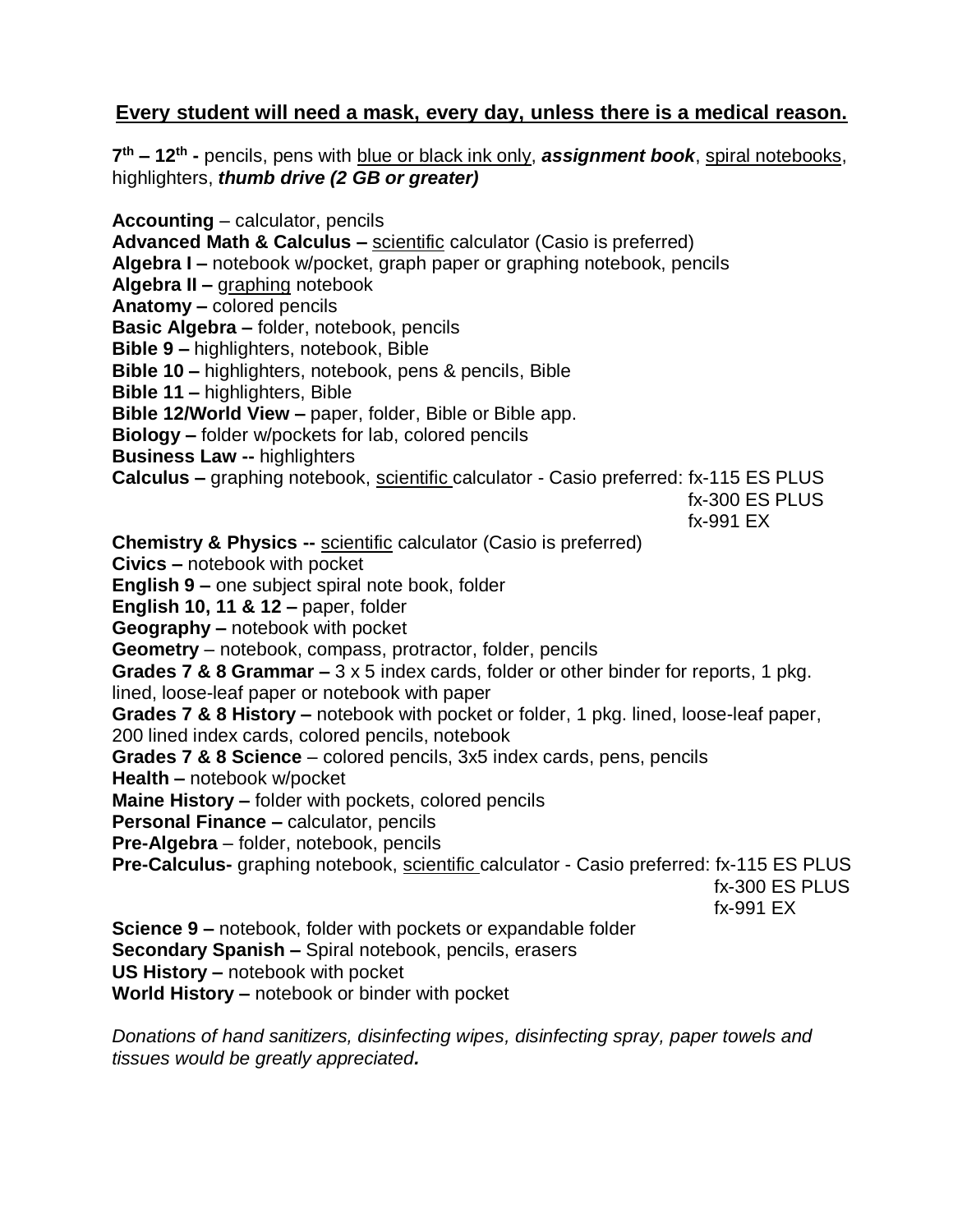**<u>Every student will need a mask, every day, unless there is a medical reason.</u>**

**7th – 12th -** pencils, pens with <u>blue or black ink only</u>, ***assignment book***, <u>spiral notebooks</u>, highlighters, ***thumb drive (2 GB or greater)***

**Accounting** – calculator, pencils
**Advanced Math & Calculus –** <u>scientific</u> calculator (Casio is preferred)
**Algebra I –** notebook w/pocket, graph paper or graphing notebook, pencils
**Algebra II –** <u>graphing</u> notebook
**Anatomy –** colored pencils
**Basic Algebra –** folder, notebook, pencils
**Bible 9 –** highlighters, notebook, Bible
**Bible 10 –** highlighters, notebook, pens & pencils, Bible
**Bible 11 –** highlighters, Bible
**Bible 12/World View –** paper, folder, Bible or Bible app.
**Biology –** folder w/pockets for lab, colored pencils
**Business Law --** highlighters
**Calculus –** graphing notebook, <u>scientific</u> calculator - Casio preferred: fx-115 ES PLUS
fx-300 ES PLUS
fx-991 EX
**Chemistry & Physics --** <u>scientific</u> calculator (Casio is preferred)
**Civics –** notebook with pocket
**English 9 –** one subject spiral note book, folder
**English 10, 11 & 12 –** paper, folder
**Geography –** notebook with pocket
**Geometry** – notebook, compass, protractor, folder, pencils
**Grades 7 & 8 Grammar –** 3 x 5 index cards, folder or other binder for reports, 1 pkg. lined, loose-leaf paper or notebook with paper
**Grades 7 & 8 History –** notebook with pocket or folder, 1 pkg. lined, loose-leaf paper, 200 lined index cards, colored pencils, notebook
**Grades 7 & 8 Science** – colored pencils, 3x5 index cards, pens, pencils
**Health –** notebook w/pocket
**Maine History –** folder with pockets, colored pencils
**Personal Finance –** calculator, pencils
**Pre-Algebra** – folder, notebook, pencils
**Pre-Calculus-** graphing notebook, <u>scientific</u> calculator - Casio preferred: fx-115 ES PLUS
fx-300 ES PLUS
fx-991 EX
**Science 9 –** notebook, folder with pockets or expandable folder
**Secondary Spanish –** Spiral notebook, pencils, erasers
**US History –** notebook with pocket
**World History –** notebook or binder with pocket

*Donations of hand sanitizers, disinfecting wipes, disinfecting spray, paper towels and tissues would be greatly appreciated.*